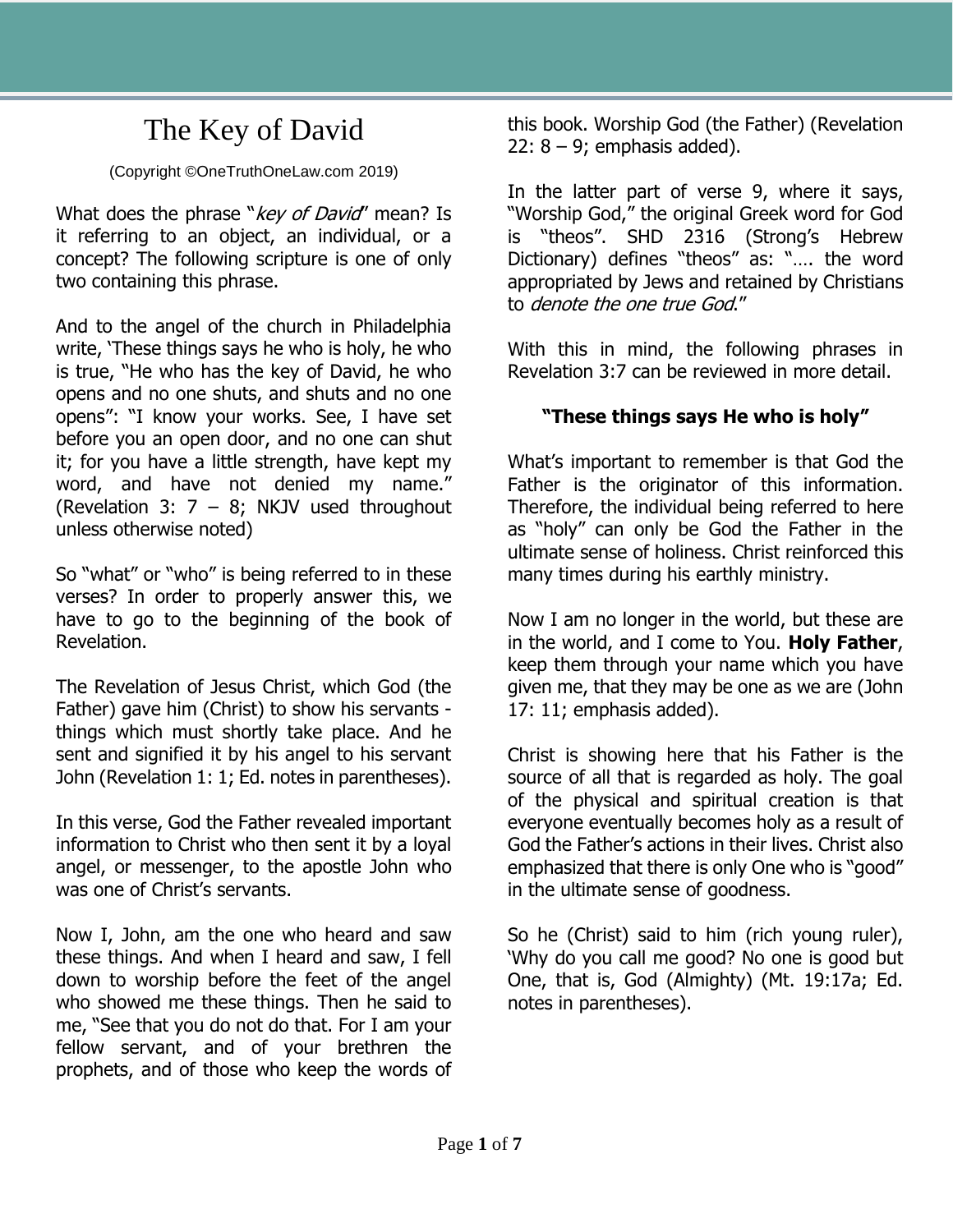# The Key of David

(Copyright ©OneTruthOneLaw.com 2019)

What does the phrase "*key of David*" mean? Is it referring to an object, an individual, or a concept? The following scripture is one of only two containing this phrase.

And to the angel of the church in Philadelphia write, 'These things says he who is holy, he who is true, "He who has the key of David, he who opens and no one shuts, and shuts and no one opens": "I know your works. See, I have set before you an open door, and no one can shut it; for you have a little strength, have kept my word, and have not denied my name." (Revelation 3: 7 – 8; NKJV used throughout unless otherwise noted)

So "what" or "who" is being referred to in these verses? In order to properly answer this, we have to go to the beginning of the book of Revelation.

The Revelation of Jesus Christ, which God (the Father) gave him (Christ) to show his servants - things which must shortly take place. And he sent and signified it by his angel to his servant John (Revelation 1: 1; Ed. notes in parentheses).

In this verse, God the Father revealed important information to Christ who then sent it by a loyal angel, or messenger, to the apostle John who was one of Christ's servants.

Now I, John, am the one who heard and saw these things. And when I heard and saw, I fell down to worship before the feet of the angel who showed me these things. Then he said to me, "See that you do not do that. For I am your fellow servant, and of your brethren the prophets, and of those who keep the words of this book. Worship God (the Father) (Revelation 22: 8 – 9; emphasis added).

In the latter part of verse 9, where it says, "Worship God," the original Greek word for God is "theos". SHD 2316 (Strong's Hebrew Dictionary) defines "theos" as: "…. the word appropriated by Jews and retained by Christians to *denote the one true God*."

With this in mind, the following phrases in Revelation 3:7 can be reviewed in more detail.

**"These things says He who is holy"**

What's important to remember is that God the Father is the originator of this information. Therefore, the individual being referred to here as "holy" can only be God the Father in the ultimate sense of holiness. Christ reinforced this many times during his earthly ministry.

Now I am no longer in the world, but these are in the world, and I come to You. **Holy Father**, keep them through your name which you have given me, that they may be one as we are (John 17: 11; emphasis added).

Christ is showing here that his Father is the source of all that is regarded as holy. The goal of the physical and spiritual creation is that everyone eventually becomes holy as a result of God the Father's actions in their lives. Christ also emphasized that there is only One who is "good" in the ultimate sense of goodness.

So he (Christ) said to him (rich young ruler), 'Why do you call me good? No one is good but One, that is, God (Almighty) (Mt. 19:17a; Ed. notes in parentheses).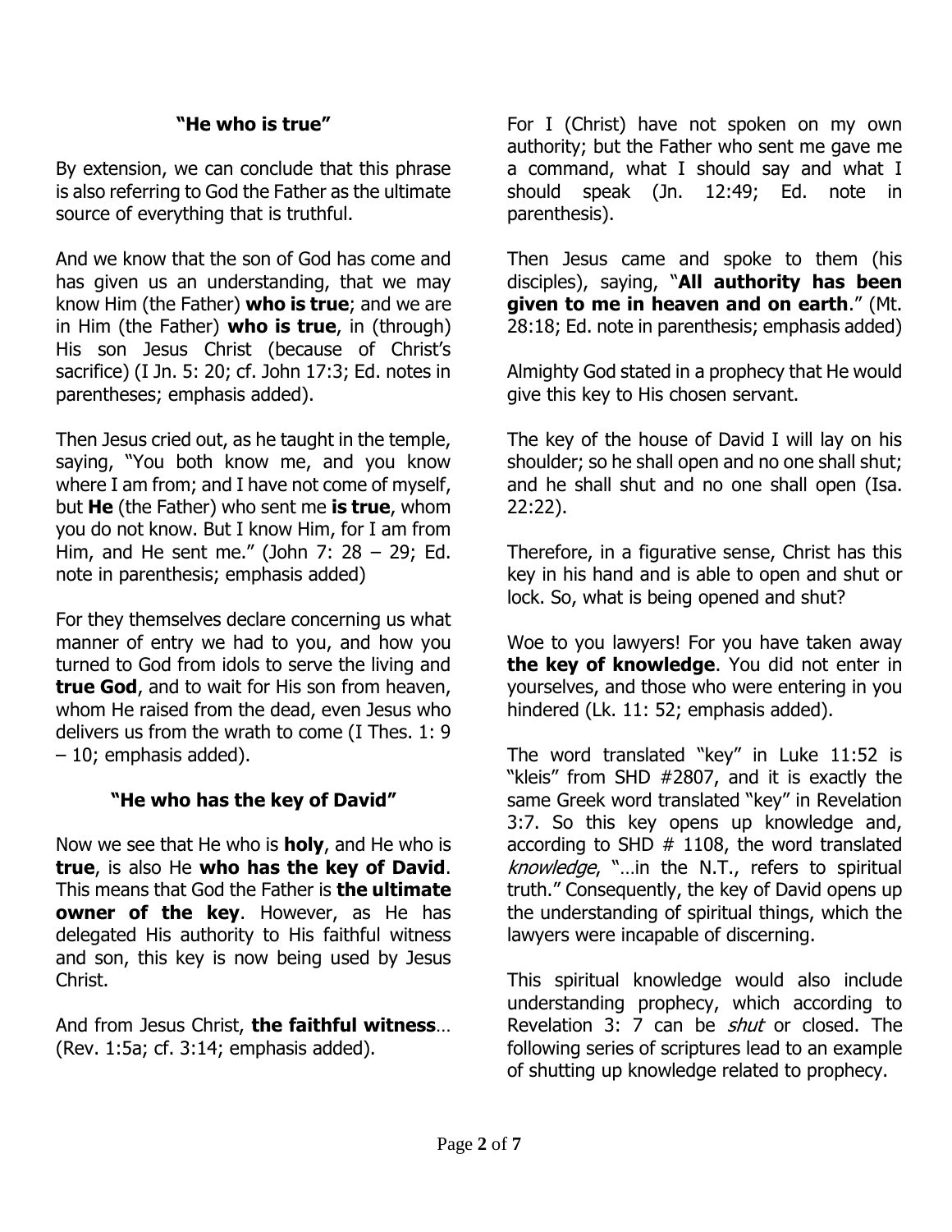### **"He who is true"**

By extension, we can conclude that this phrase is also referring to God the Father as the ultimate source of everything that is truthful.

And we know that the son of God has come and has given us an understanding, that we may know Him (the Father) **who is true**; and we are in Him (the Father) **who is true**, in (through) His son Jesus Christ (because of Christ's sacrifice) (I Jn. 5: 20; cf. John 17:3; Ed. notes in parentheses; emphasis added).

Then Jesus cried out, as he taught in the temple, saying, "You both know me, and you know where I am from; and I have not come of myself, but **He** (the Father) who sent me **is true**, whom you do not know. But I know Him, for I am from Him, and He sent me." (John 7: 28 – 29; Ed. note in parenthesis; emphasis added)

For they themselves declare concerning us what manner of entry we had to you, and how you turned to God from idols to serve the living and **true God**, and to wait for His son from heaven, whom He raised from the dead, even Jesus who delivers us from the wrath to come (I Thes. 1: 9 – 10; emphasis added).

### **"He who has the key of David"**

Now we see that He who is **holy**, and He who is **true**, is also He **who has the key of David**. This means that God the Father is **the ultimate owner of the key**. However, as He has delegated His authority to His faithful witness and son, this key is now being used by Jesus Christ.

And from Jesus Christ, **the faithful witness**… (Rev. 1:5a; cf. 3:14; emphasis added).

For I (Christ) have not spoken on my own authority; but the Father who sent me gave me a command, what I should say and what I should speak (Jn. 12:49; Ed. note in parenthesis).

Then Jesus came and spoke to them (his disciples), saying, "**All authority has been given to me in heaven and on earth**." (Mt. 28:18; Ed. note in parenthesis; emphasis added)

Almighty God stated in a prophecy that He would give this key to His chosen servant.

The key of the house of David I will lay on his shoulder; so he shall open and no one shall shut; and he shall shut and no one shall open (Isa. 22:22).

Therefore, in a figurative sense, Christ has this key in his hand and is able to open and shut or lock. So, what is being opened and shut?

Woe to you lawyers! For you have taken away **the key of knowledge**. You did not enter in yourselves, and those who were entering in you hindered (Lk. 11: 52; emphasis added).

The word translated "key" in Luke 11:52 is "kleis" from SHD #2807, and it is exactly the same Greek word translated "key" in Revelation 3:7. So this key opens up knowledge and, according to SHD # 1108, the word translated *knowledge*, "…in the N.T., refers to spiritual truth." Consequently, the key of David opens up the understanding of spiritual things, which the lawyers were incapable of discerning.

This spiritual knowledge would also include understanding prophecy, which according to Revelation 3: 7 can be *shut* or closed. The following series of scriptures lead to an example of shutting up knowledge related to prophecy.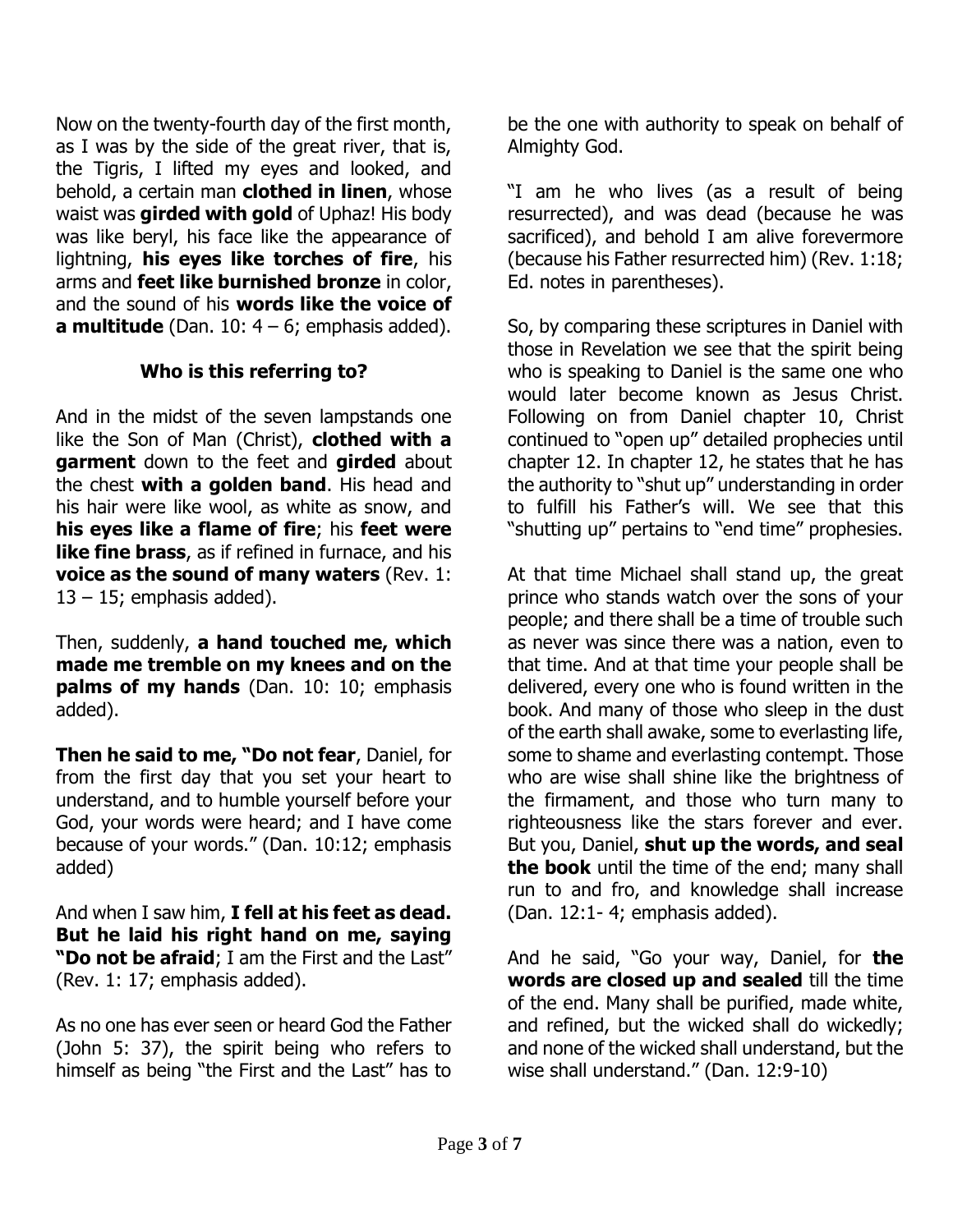Now on the twenty-fourth day of the first month, as I was by the side of the great river, that is, the Tigris, I lifted my eyes and looked, and behold, a certain man **clothed in linen**, whose waist was **girded with gold** of Uphaz! His body was like beryl, his face like the appearance of lightning, **his eyes like torches of fire**, his arms and **feet like burnished bronze** in color, and the sound of his **words like the voice of a multitude** (Dan. 10: 4 – 6; emphasis added).

**Who is this referring to?**

And in the midst of the seven lampstands one like the Son of Man (Christ), **clothed with a garment** down to the feet and **girded** about the chest **with a golden band**. His head and his hair were like wool, as white as snow, and **his eyes like a flame of fire**; his **feet were like fine brass**, as if refined in furnace, and his **voice as the sound of many waters** (Rev. 1: 13 – 15; emphasis added).

Then, suddenly, **a hand touched me, which made me tremble on my knees and on the palms of my hands** (Dan. 10: 10; emphasis added).

**Then he said to me, "Do not fear**, Daniel, for from the first day that you set your heart to understand, and to humble yourself before your God, your words were heard; and I have come because of your words." (Dan. 10:12; emphasis added)

And when I saw him, **I fell at his feet as dead. But he laid his right hand on me, saying "Do not be afraid**; I am the First and the Last" (Rev. 1: 17; emphasis added).

As no one has ever seen or heard God the Father (John 5: 37), the spirit being who refers to himself as being "the First and the Last" has to be the one with authority to speak on behalf of Almighty God.

"I am he who lives (as a result of being resurrected), and was dead (because he was sacrificed), and behold I am alive forevermore (because his Father resurrected him) (Rev. 1:18; Ed. notes in parentheses).

So, by comparing these scriptures in Daniel with those in Revelation we see that the spirit being who is speaking to Daniel is the same one who would later become known as Jesus Christ. Following on from Daniel chapter 10, Christ continued to "open up" detailed prophecies until chapter 12. In chapter 12, he states that he has the authority to "shut up" understanding in order to fulfill his Father's will. We see that this "shutting up" pertains to "end time" prophesies.

At that time Michael shall stand up, the great prince who stands watch over the sons of your people; and there shall be a time of trouble such as never was since there was a nation, even to that time. And at that time your people shall be delivered, every one who is found written in the book. And many of those who sleep in the dust of the earth shall awake, some to everlasting life, some to shame and everlasting contempt. Those who are wise shall shine like the brightness of the firmament, and those who turn many to righteousness like the stars forever and ever. But you, Daniel, **shut up the words, and seal the book** until the time of the end; many shall run to and fro, and knowledge shall increase (Dan. 12:1- 4; emphasis added).

And he said, "Go your way, Daniel, for **the words are closed up and sealed** till the time of the end. Many shall be purified, made white, and refined, but the wicked shall do wickedly; and none of the wicked shall understand, but the wise shall understand." (Dan. 12:9-10)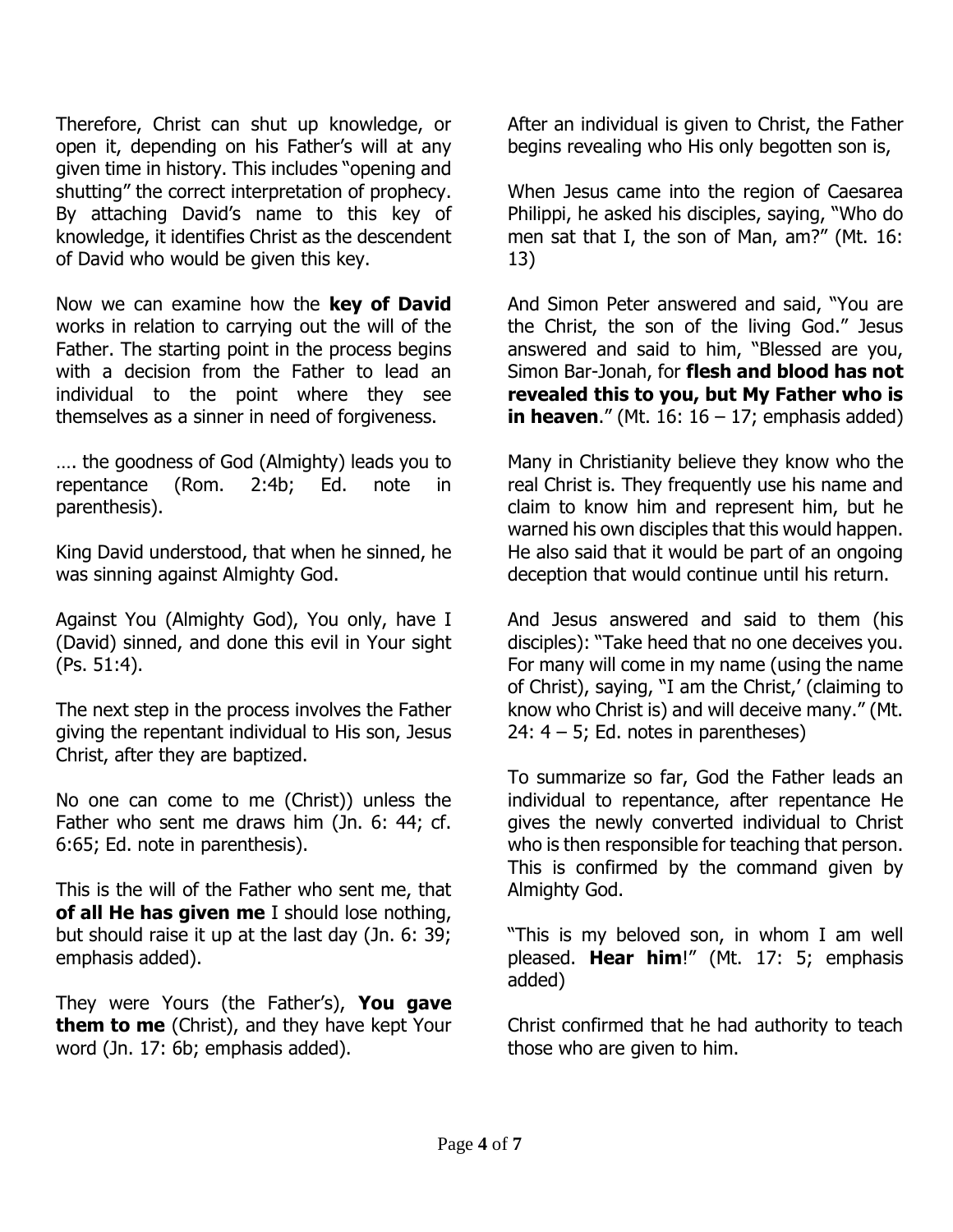Therefore, Christ can shut up knowledge, or open it, depending on his Father's will at any given time in history. This includes "opening and shutting" the correct interpretation of prophecy. By attaching David's name to this key of knowledge, it identifies Christ as the descendent of David who would be given this key.

Now we can examine how the **key of David** works in relation to carrying out the will of the Father. The starting point in the process begins with a decision from the Father to lead an individual to the point where they see themselves as a sinner in need of forgiveness.

…. the goodness of God (Almighty) leads you to repentance (Rom. 2:4b; Ed. note in parenthesis).

King David understood, that when he sinned, he was sinning against Almighty God.

Against You (Almighty God), You only, have I (David) sinned, and done this evil in Your sight (Ps. 51:4).

The next step in the process involves the Father giving the repentant individual to His son, Jesus Christ, after they are baptized.

No one can come to me (Christ)) unless the Father who sent me draws him (Jn. 6: 44; cf. 6:65; Ed. note in parenthesis).

This is the will of the Father who sent me, that **of all He has given me** I should lose nothing, but should raise it up at the last day (Jn. 6: 39; emphasis added).

They were Yours (the Father's), **You gave them to me** (Christ), and they have kept Your word (Jn. 17: 6b; emphasis added).

After an individual is given to Christ, the Father begins revealing who His only begotten son is,

When Jesus came into the region of Caesarea Philippi, he asked his disciples, saying, "Who do men sat that I, the son of Man, am?" (Mt. 16: 13)

And Simon Peter answered and said, "You are the Christ, the son of the living God." Jesus answered and said to him, "Blessed are you, Simon Bar-Jonah, for **flesh and blood has not revealed this to you, but My Father who is in heaven**." (Mt. 16: 16 – 17; emphasis added)

Many in Christianity believe they know who the real Christ is. They frequently use his name and claim to know him and represent him, but he warned his own disciples that this would happen. He also said that it would be part of an ongoing deception that would continue until his return.

And Jesus answered and said to them (his disciples): "Take heed that no one deceives you. For many will come in my name (using the name of Christ), saying, "I am the Christ,' (claiming to know who Christ is) and will deceive many." (Mt. 24: 4 – 5; Ed. notes in parentheses)

To summarize so far, God the Father leads an individual to repentance, after repentance He gives the newly converted individual to Christ who is then responsible for teaching that person. This is confirmed by the command given by Almighty God.

"This is my beloved son, in whom I am well pleased. **Hear him**!" (Mt. 17: 5; emphasis added)

Christ confirmed that he had authority to teach those who are given to him.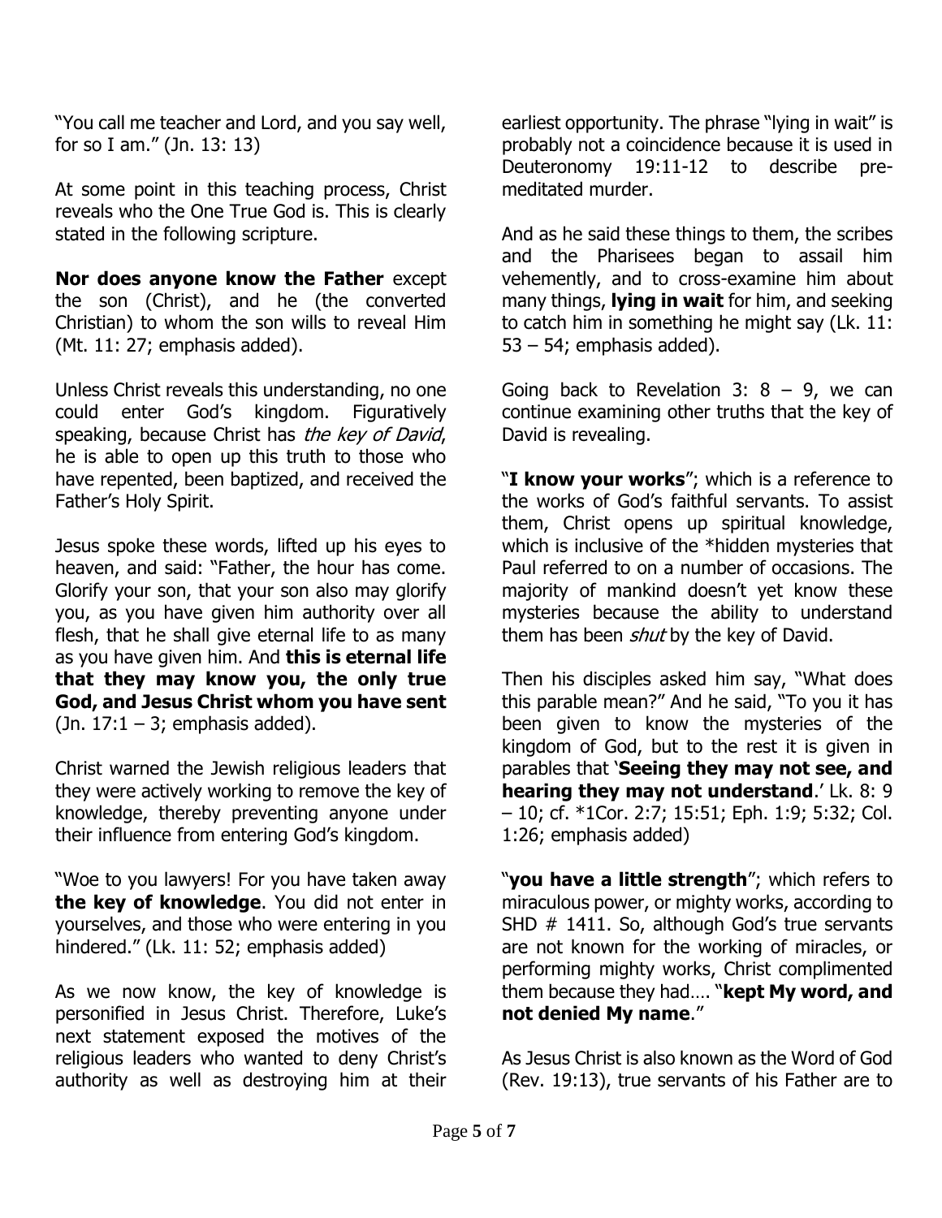"You call me teacher and Lord, and you say well, for so I am." (Jn. 13: 13)

At some point in this teaching process, Christ reveals who the One True God is. This is clearly stated in the following scripture.

**Nor does anyone know the Father** except the son (Christ), and he (the converted Christian) to whom the son wills to reveal Him (Mt. 11: 27; emphasis added).

Unless Christ reveals this understanding, no one could enter God's kingdom. Figuratively speaking, because Christ has *the key of David*, he is able to open up this truth to those who have repented, been baptized, and received the Father's Holy Spirit.

Jesus spoke these words, lifted up his eyes to heaven, and said: "Father, the hour has come. Glorify your son, that your son also may glorify you, as you have given him authority over all flesh, that he shall give eternal life to as many as you have given him. And **this is eternal life that they may know you, the only true God, and Jesus Christ whom you have sent** (Jn. 17:1 – 3; emphasis added).

Christ warned the Jewish religious leaders that they were actively working to remove the key of knowledge, thereby preventing anyone under their influence from entering God's kingdom.

"Woe to you lawyers! For you have taken away **the key of knowledge**. You did not enter in yourselves, and those who were entering in you hindered." (Lk. 11: 52; emphasis added)

As we now know, the key of knowledge is personified in Jesus Christ. Therefore, Luke's next statement exposed the motives of the religious leaders who wanted to deny Christ's authority as well as destroying him at their earliest opportunity. The phrase "lying in wait" is probably not a coincidence because it is used in Deuteronomy 19:11-12 to describe pre-meditated murder.

And as he said these things to them, the scribes and the Pharisees began to assail him vehemently, and to cross-examine him about many things, **lying in wait** for him, and seeking to catch him in something he might say (Lk. 11: 53 – 54; emphasis added).

Going back to Revelation 3: 8 – 9, we can continue examining other truths that the key of David is revealing.

"**I know your works**"; which is a reference to the works of God's faithful servants. To assist them, Christ opens up spiritual knowledge, which is inclusive of the *hidden mysteries that Paul referred to on a number of occasions. The majority of mankind doesn't yet know these mysteries because the ability to understand them has been *shut* by the key of David.

Then his disciples asked him say, "What does this parable mean?" And he said, "To you it has been given to know the mysteries of the kingdom of God, but to the rest it is given in parables that '**Seeing they may not see, and hearing they may not understand**.' Lk. 8: 9 – 10; cf. *1Cor. 2:7; 15:51; Eph. 1:9; 5:32; Col. 1:26; emphasis added)

"**you have a little strength**"; which refers to miraculous power, or mighty works, according to SHD # 1411. So, although God's true servants are not known for the working of miracles, or performing mighty works, Christ complimented them because they had…. "**kept My word, and not denied My name**."

As Jesus Christ is also known as the Word of God (Rev. 19:13), true servants of his Father are to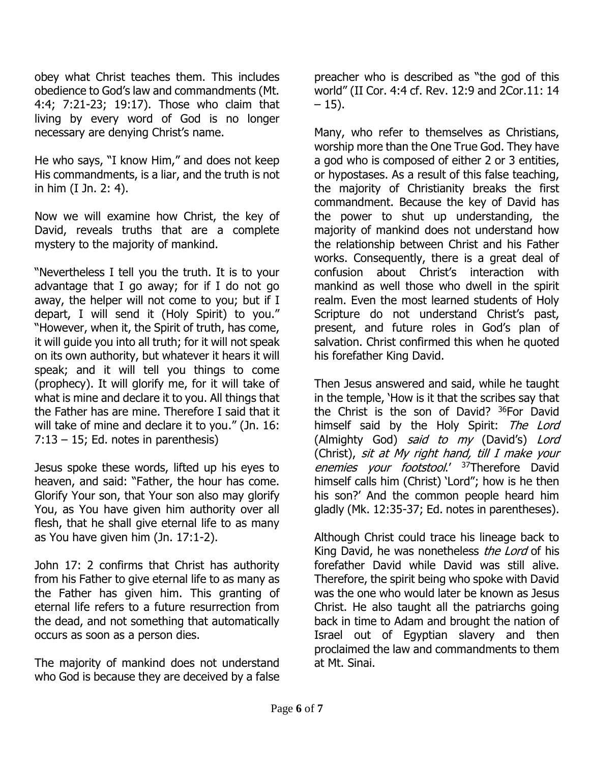obey what Christ teaches them. This includes obedience to God's law and commandments (Mt. 4:4; 7:21-23; 19:17). Those who claim that living by every word of God is no longer necessary are denying Christ's name.

He who says, "I know Him," and does not keep His commandments, is a liar, and the truth is not in him (I Jn. 2: 4).

Now we will examine how Christ, the key of David, reveals truths that are a complete mystery to the majority of mankind.

"Nevertheless I tell you the truth. It is to your advantage that I go away; for if I do not go away, the helper will not come to you; but if I depart, I will send it (Holy Spirit) to you." "However, when it, the Spirit of truth, has come, it will guide you into all truth; for it will not speak on its own authority, but whatever it hears it will speak; and it will tell you things to come (prophecy). It will glorify me, for it will take of what is mine and declare it to you. All things that the Father has are mine. Therefore I said that it will take of mine and declare it to you." (Jn. 16: 7:13 – 15; Ed. notes in parenthesis)

Jesus spoke these words, lifted up his eyes to heaven, and said: "Father, the hour has come. Glorify Your son, that Your son also may glorify You, as You have given him authority over all flesh, that he shall give eternal life to as many as You have given him (Jn. 17:1-2).

John 17: 2 confirms that Christ has authority from his Father to give eternal life to as many as the Father has given him. This granting of eternal life refers to a future resurrection from the dead, and not something that automatically occurs as soon as a person dies.

The majority of mankind does not understand who God is because they are deceived by a false preacher who is described as "the god of this world" (II Cor. 4:4 cf. Rev. 12:9 and 2Cor.11: 14 – 15).

Many, who refer to themselves as Christians, worship more than the One True God. They have a god who is composed of either 2 or 3 entities, or hypostases. As a result of this false teaching, the majority of Christianity breaks the first commandment. Because the key of David has the power to shut up understanding, the majority of mankind does not understand how the relationship between Christ and his Father works. Consequently, there is a great deal of confusion about Christ's interaction with mankind as well those who dwell in the spirit realm. Even the most learned students of Holy Scripture do not understand Christ's past, present, and future roles in God's plan of salvation. Christ confirmed this when he quoted his forefather King David.

Then Jesus answered and said, while he taught in the temple, 'How is it that the scribes say that the Christ is the son of David? [36]For David himself said by the Holy Spirit: *The Lord* (Almighty God) *said to my* (David's) *Lord* (Christ), *sit at My right hand, till I make your enemies your footstool*.' [37]Therefore David himself calls him (Christ) 'Lord"; how is he then his son?' And the common people heard him gladly (Mk. 12:35-37; Ed. notes in parentheses).

Although Christ could trace his lineage back to King David, he was nonetheless *the Lord* of his forefather David while David was still alive. Therefore, the spirit being who spoke with David was the one who would later be known as Jesus Christ. He also taught all the patriarchs going back in time to Adam and brought the nation of Israel out of Egyptian slavery and then proclaimed the law and commandments to them at Mt. Sinai.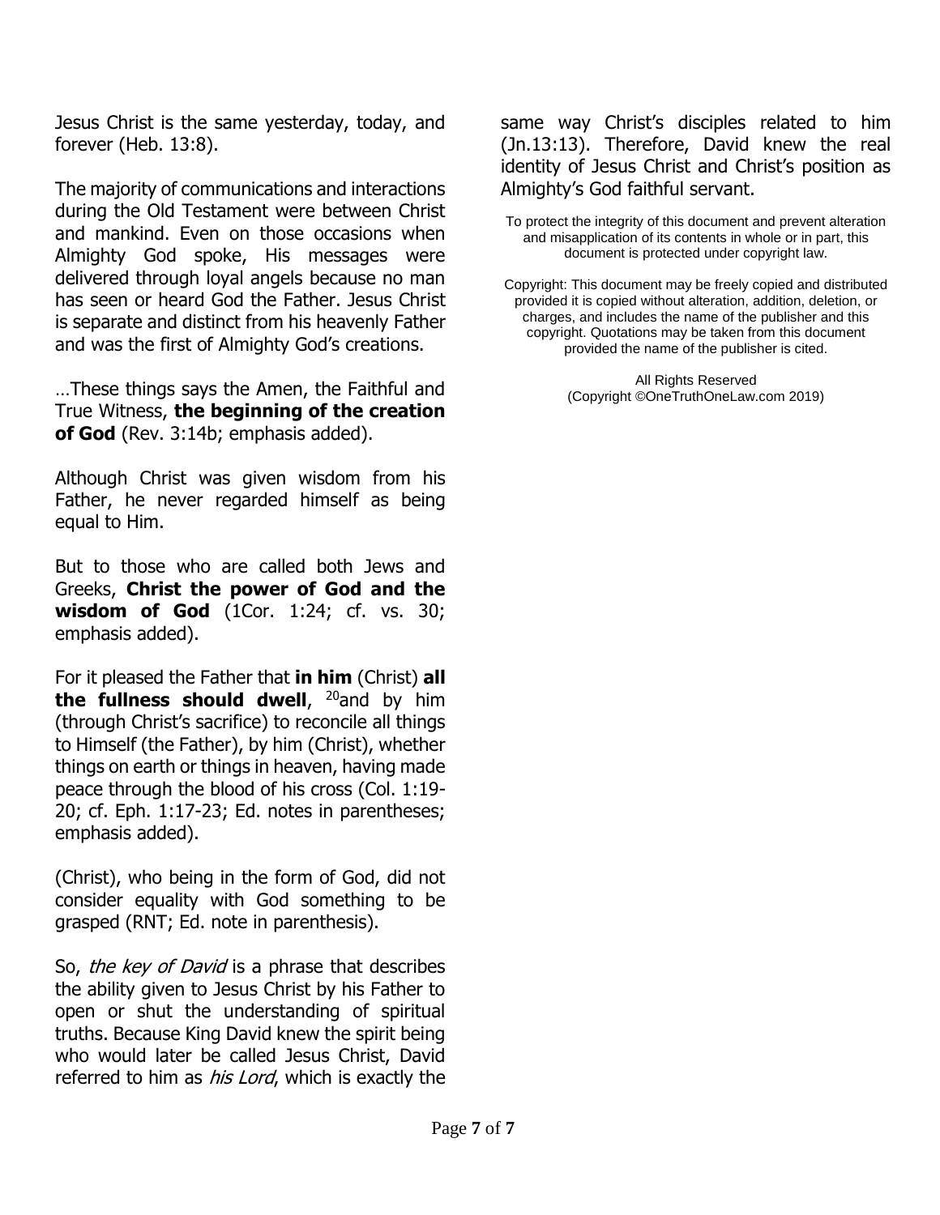Jesus Christ is the same yesterday, today, and forever (Heb. 13:8).

The majority of communications and interactions during the Old Testament were between Christ and mankind. Even on those occasions when Almighty God spoke, His messages were delivered through loyal angels because no man has seen or heard God the Father. Jesus Christ is separate and distinct from his heavenly Father and was the first of Almighty God's creations.

…These things says the Amen, the Faithful and True Witness, **the beginning of the creation of God** (Rev. 3:14b; emphasis added).

Although Christ was given wisdom from his Father, he never regarded himself as being equal to Him.

But to those who are called both Jews and Greeks, **Christ the power of God and the wisdom of God** (1Cor. 1:24; cf. vs. 30; emphasis added).

For it pleased the Father that **in him** (Christ) **all the fullness should dwell**, [20]and by him (through Christ's sacrifice) to reconcile all things to Himself (the Father), by him (Christ), whether things on earth or things in heaven, having made peace through the blood of his cross (Col. 1:19-20; cf. Eph. 1:17-23; Ed. notes in parentheses; emphasis added).

(Christ), who being in the form of God, did not consider equality with God something to be grasped (RNT; Ed. note in parenthesis).

So, *the key of David* is a phrase that describes the ability given to Jesus Christ by his Father to open or shut the understanding of spiritual truths. Because King David knew the spirit being who would later be called Jesus Christ, David referred to him as *his Lord*, which is exactly the same way Christ's disciples related to him (Jn.13:13). Therefore, David knew the real identity of Jesus Christ and Christ's position as Almighty's God faithful servant.

To protect the integrity of this document and prevent alteration and misapplication of its contents in whole or in part, this document is protected under copyright law.

Copyright: This document may be freely copied and distributed provided it is copied without alteration, addition, deletion, or charges, and includes the name of the publisher and this copyright. Quotations may be taken from this document provided the name of the publisher is cited.

All Rights Reserved
(Copyright ©OneTruthOneLaw.com 2019)